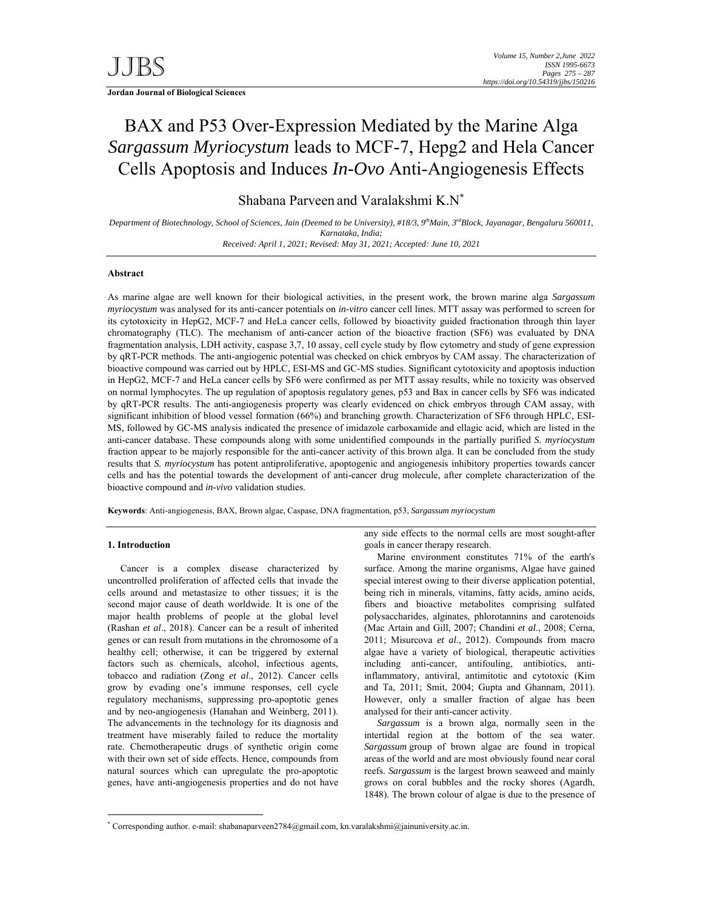**Jordan Journal of Biological Sciences**

# BAX and P53 Over-Expression Mediated by the Marine Alga *Sargassum Myriocystum* leads to MCF-7, Hepg2 and Hela Cancer Cells Apoptosis and Induces *In-Ovo* Anti-Angiogenesis Effects

Shabana Parveen and Varalakshmi K.N[*]

*Department of Biotechnology, School of Sciences, Jain (Deemed to be University), #18/3, 9thMain, 3rdBlock, Jayanagar, Bengaluru 560011, Karnataka, India;*

*Received: April 1, 2021; Revised: May 31, 2021; Accepted: June 10, 2021*

## Abstract

As marine algae are well known for their biological activities, in the present work, the brown marine alga *Sargassum myriocystum* was analysed for its anti-cancer potentials on *in-vitro* cancer cell lines. MTT assay was performed to screen for its cytotoxicity in HepG2, MCF-7 and HeLa cancer cells, followed by bioactivity guided fractionation through thin layer chromatography (TLC). The mechanism of anti-cancer action of the bioactive fraction (SF6) was evaluated by DNA fragmentation analysis, LDH activity, caspase 3,7, 10 assay, cell cycle study by flow cytometry and study of gene expression by qRT-PCR methods. The anti-angiogenic potential was checked on chick embryos by CAM assay. The characterization of bioactive compound was carried out by HPLC, ESI-MS and GC-MS studies. Significant cytotoxicity and apoptosis induction in HepG2, MCF-7 and HeLa cancer cells by SF6 were confirmed as per MTT assay results, while no toxicity was observed on normal lymphocytes. The up regulation of apoptosis regulatory genes, p53 and Bax in cancer cells by SF6 was indicated by qRT-PCR results. The anti-angiogenesis property was clearly evidenced on chick embryos through CAM assay, with significant inhibition of blood vessel formation (66%) and branching growth. Characterization of SF6 through HPLC, ESI-MS, followed by GC-MS analysis indicated the presence of imidazole carboxamide and ellagic acid, which are listed in the anti-cancer database. These compounds along with some unidentified compounds in the partially purified *S. myriocystum* fraction appear to be majorly responsible for the anti-cancer activity of this brown alga. It can be concluded from the study results that *S. myriocystum* has potent antiproliferative, apoptogenic and angiogenesis inhibitory properties towards cancer cells and has the potential towards the development of anti-cancer drug molecule, after complete characterization of the bioactive compound and *in-vivo* validation studies.

**Keywords**: Anti-angiogenesis, BAX, Brown algae, Caspase, DNA fragmentation, p53, *Sargassum myriocystum*

## 1. Introduction

Cancer is a complex disease characterized by uncontrolled proliferation of affected cells that invade the cells around and metastasize to other tissues; it is the second major cause of death worldwide. It is one of the major health problems of people at the global level (Rashan *et al*., 2018). Cancer can be a result of inherited genes or can result from mutations in the chromosome of a healthy cell; otherwise, it can be triggered by external factors such as chemicals, alcohol, infectious agents, tobacco and radiation (Zong *et al*., 2012). Cancer cells grow by evading one's immune responses, cell cycle regulatory mechanisms, suppressing pro-apoptotic genes and by neo-angiogenesis (Hanahan and Weinberg, 2011). The advancements in the technology for its diagnosis and treatment have miserably failed to reduce the mortality rate. Chemotherapeutic drugs of synthetic origin come with their own set of side effects. Hence, compounds from natural sources which can upregulate the pro-apoptotic genes, have anti-angiogenesis properties and do not have any side effects to the normal cells are most sought-after goals in cancer therapy research.

Marine environment constitutes 71% of the earth's surface. Among the marine organisms, Algae have gained special interest owing to their diverse application potential, being rich in minerals, vitamins, fatty acids, amino acids, fibers and bioactive metabolites comprising sulfated polysaccharides, alginates, phlorotannins and carotenoids (Mac Artain and Gill, 2007; Chandini *et al*., 2008; Cerna, 2011; Misurcova *et al*., 2012). Compounds from macro algae have a variety of biological, therapeutic activities including anti-cancer, antifouling, antibiotics, anti-inflammatory, antiviral, antimitotic and cytotoxic (Kim and Ta, 2011; Smit, 2004; Gupta and Ghannam, 2011). However, only a smaller fraction of algae has been analysed for their anti-cancer activity.

*Sargassum* is a brown alga, normally seen in the intertidal region at the bottom of the sea water. *Sargassum* group of brown algae are found in tropical areas of the world and are most obviously found near coral reefs. *Sargassum* is the largest brown seaweed and mainly grows on coral bubbles and the rocky shores (Agardh, 1848). The brown colour of algae is due to the presence of

[*] Corresponding author. e-mail: shabanaparveen2784@gmail.com, kn.varalakshmi@jainuniversity.ac.in.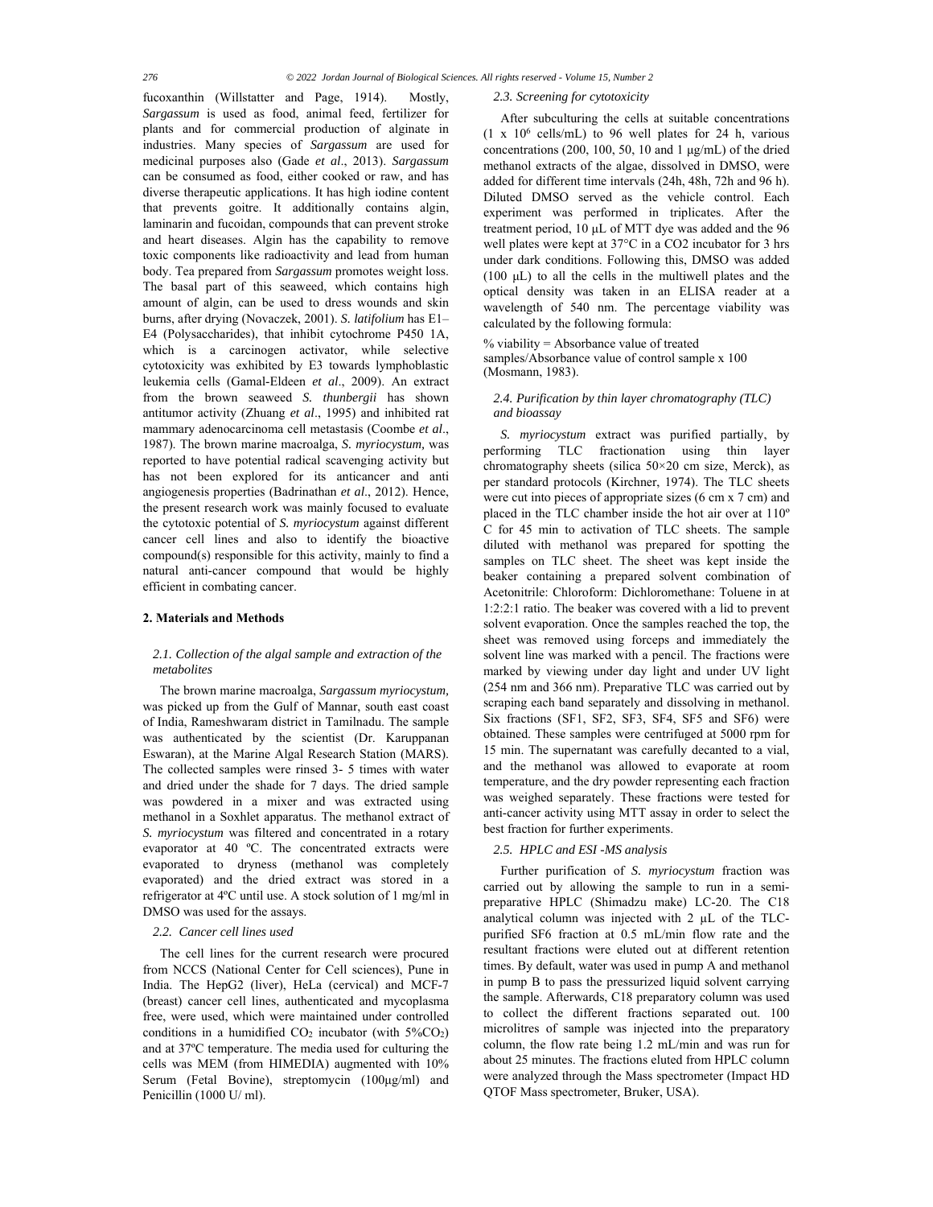fucoxanthin (Willstatter and Page, 1914). Mostly, *Sargassum* is used as food, animal feed, fertilizer for plants and for commercial production of alginate in industries. Many species of *Sargassum* are used for medicinal purposes also (Gade *et al*., 2013). *Sargassum* can be consumed as food, either cooked or raw, and has diverse therapeutic applications. It has high iodine content that prevents goitre. It additionally contains algin, laminarin and fucoidan, compounds that can prevent stroke and heart diseases. Algin has the capability to remove toxic components like radioactivity and lead from human body. Tea prepared from *Sargassum* promotes weight loss. The basal part of this seaweed, which contains high amount of algin, can be used to dress wounds and skin burns, after drying (Novaczek, 2001). *S. latifolium* has E1–E4 (Polysaccharides), that inhibit cytochrome P450 1A, which is a carcinogen activator, while selective cytotoxicity was exhibited by E3 towards lymphoblastic leukemia cells (Gamal-Eldeen *et al*., 2009). An extract from the brown seaweed *S. thunbergii* has shown antitumor activity (Zhuang *et al*., 1995) and inhibited rat mammary adenocarcinoma cell metastasis (Coombe *et al*., 1987). The brown marine macroalga, *S. myriocystum*, was reported to have potential radical scavenging activity but has not been explored for its anticancer and anti angiogenesis properties (Badrinathan *et al*., 2012). Hence, the present research work was mainly focused to evaluate the cytotoxic potential of *S. myriocystum* against different cancer cell lines and also to identify the bioactive compound(s) responsible for this activity, mainly to find a natural anti-cancer compound that would be highly efficient in combating cancer.

## 2. Materials and Methods

### 2.1. Collection of the algal sample and extraction of the metabolites

The brown marine macroalga, *Sargassum myriocystum,* was picked up from the Gulf of Mannar, south east coast of India, Rameshwaram district in Tamilnadu. The sample was authenticated by the scientist (Dr. Karuppanan Eswaran), at the Marine Algal Research Station (MARS). The collected samples were rinsed 3- 5 times with water and dried under the shade for 7 days. The dried sample was powdered in a mixer and was extracted using methanol in a Soxhlet apparatus. The methanol extract of *S. myriocystum* was filtered and concentrated in a rotary evaporator at 40 ºC. The concentrated extracts were evaporated to dryness (methanol was completely evaporated) and the dried extract was stored in a refrigerator at 4ºC until use. A stock solution of 1 mg/ml in DMSO was used for the assays.

### 2.2. Cancer cell lines used

The cell lines for the current research were procured from NCCS (National Center for Cell sciences), Pune in India. The HepG2 (liver), HeLa (cervical) and MCF-7 (breast) cancer cell lines, authenticated and mycoplasma free, were used, which were maintained under controlled conditions in a humidified $CO_2$ incubator (with 5%$CO_2$) and at 37ºC temperature. The media used for culturing the cells was MEM (from HIMEDIA) augmented with 10% Serum (Fetal Bovine), streptomycin (100μg/ml) and Penicillin (1000 U/ ml).

### 2.3. Screening for cytotoxicity

After subculturing the cells at suitable concentrations ($1 \times 10^6$ cells/mL) to 96 well plates for 24 h, various concentrations (200, 100, 50, 10 and 1 μg/mL) of the dried methanol extracts of the algae, dissolved in DMSO, were added for different time intervals (24h, 48h, 72h and 96 h). Diluted DMSO served as the vehicle control. Each experiment was performed in triplicates. After the treatment period, 10 μL of MTT dye was added and the 96 well plates were kept at 37°C in a CO2 incubator for 3 hrs under dark conditions. Following this, DMSO was added (100 μL) to all the cells in the multiwell plates and the optical density was taken in an ELISA reader at a wavelength of 540 nm. The percentage viability was calculated by the following formula:

% viability = Absorbance value of treated samples/Absorbance value of control sample x 100 (Mosmann, 1983).

### 2.4. Purification by thin layer chromatography (TLC) and bioassay

*S. myriocystum* extract was purified partially, by performing TLC fractionation using thin layer chromatography sheets (silica 50×20 cm size, Merck), as per standard protocols (Kirchner, 1974). The TLC sheets were cut into pieces of appropriate sizes (6 cm x 7 cm) and placed in the TLC chamber inside the hot air over at 110º C for 45 min to activation of TLC sheets. The sample diluted with methanol was prepared for spotting the samples on TLC sheet. The sheet was kept inside the beaker containing a prepared solvent combination of Acetonitrile: Chloroform: Dichloromethane: Toluene in at 1:2:2:1 ratio. The beaker was covered with a lid to prevent solvent evaporation. Once the samples reached the top, the sheet was removed using forceps and immediately the solvent line was marked with a pencil. The fractions were marked by viewing under day light and under UV light (254 nm and 366 nm). Preparative TLC was carried out by scraping each band separately and dissolving in methanol. Six fractions (SF1, SF2, SF3, SF4, SF5 and SF6) were obtained. These samples were centrifuged at 5000 rpm for 15 min. The supernatant was carefully decanted to a vial, and the methanol was allowed to evaporate at room temperature, and the dry powder representing each fraction was weighed separately. These fractions were tested for anti-cancer activity using MTT assay in order to select the best fraction for further experiments.

### 2.5. HPLC and ESI -MS analysis

Further purification of *S. myriocystum* fraction was carried out by allowing the sample to run in a semi-preparative HPLC (Shimadzu make) LC-20. The C18 analytical column was injected with 2 μL of the TLC-purified SF6 fraction at 0.5 mL/min flow rate and the resultant fractions were eluted out at different retention times. By default, water was used in pump A and methanol in pump B to pass the pressurized liquid solvent carrying the sample. Afterwards, C18 preparatory column was used to collect the different fractions separated out. 100 microlitres of sample was injected into the preparatory column, the flow rate being 1.2 mL/min and was run for about 25 minutes. The fractions eluted from HPLC column were analyzed through the Mass spectrometer (Impact HD QTOF Mass spectrometer, Bruker, USA).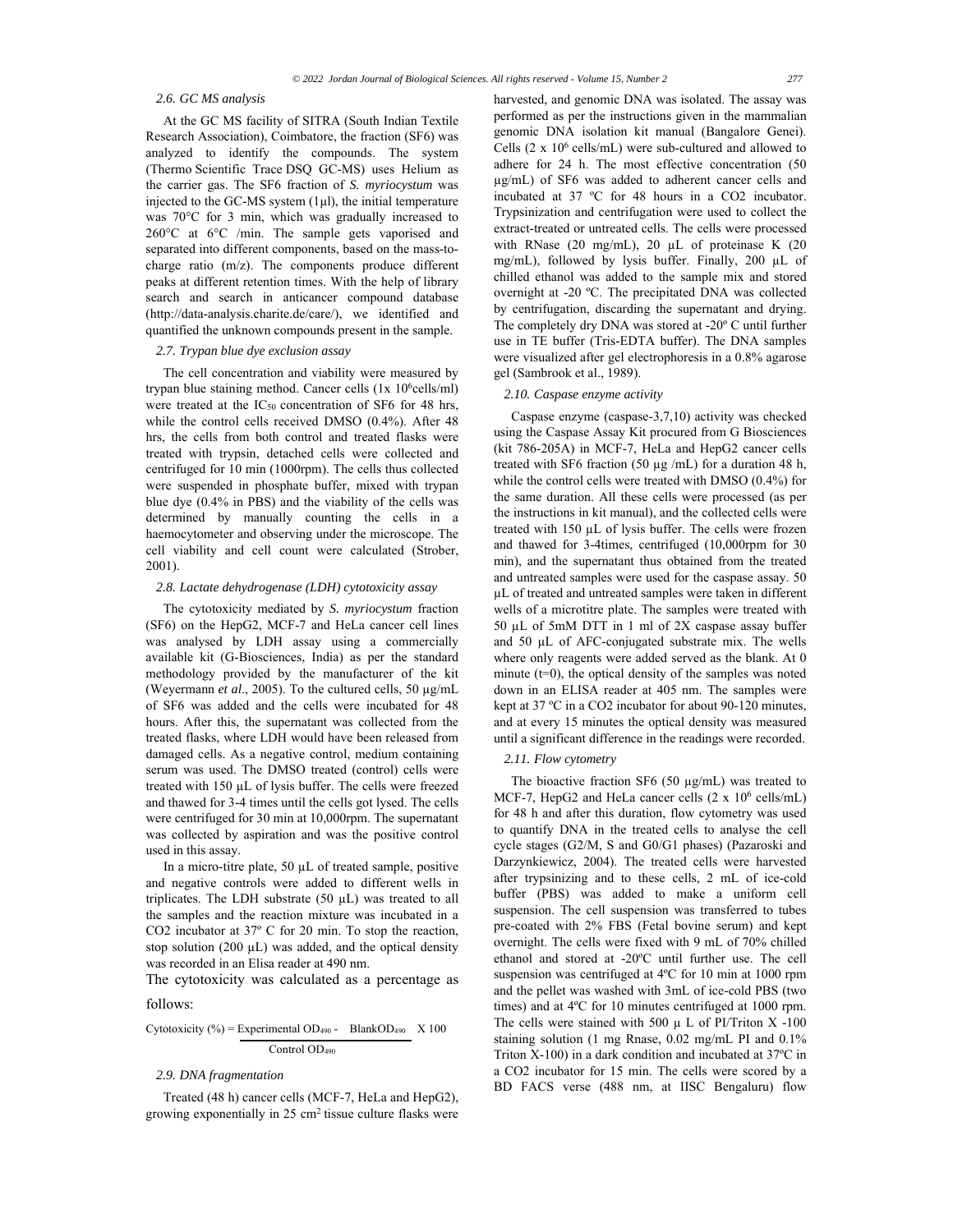### 2.6. GC MS analysis

At the GC MS facility of SITRA (South Indian Textile Research Association), Coimbatore, the fraction (SF6) was analyzed to identify the compounds. The system (Thermo Scientific Trace DSQ GC-MS) uses Helium as the carrier gas. The SF6 fraction of *S. myriocystum* was injected to the GC-MS system (1µl), the initial temperature was 70°C for 3 min, which was gradually increased to 260°C at 6°C /min. The sample gets vaporised and separated into different components, based on the mass-to-charge ratio (m/z). The components produce different peaks at different retention times. With the help of library search and search in anticancer compound database (http://data-analysis.charite.de/care/), we identified and quantified the unknown compounds present in the sample.

### 2.7. Trypan blue dye exclusion assay

The cell concentration and viability were measured by trypan blue staining method. Cancer cells (1x $10^6$cells/ml) were treated at the $IC_{50}$ concentration of SF6 for 48 hrs, while the control cells received DMSO (0.4%). After 48 hrs, the cells from both control and treated flasks were treated with trypsin, detached cells were collected and centrifuged for 10 min (1000rpm). The cells thus collected were suspended in phosphate buffer, mixed with trypan blue dye (0.4% in PBS) and the viability of the cells was determined by manually counting the cells in a haemocytometer and observing under the microscope. The cell viability and cell count were calculated (Strober, 2001).

### 2.8. Lactate dehydrogenase (LDH) cytotoxicity assay

The cytotoxicity mediated by *S. myriocystum* fraction (SF6) on the HepG2, MCF-7 and HeLa cancer cell lines was analysed by LDH assay using a commercially available kit (G-Biosciences, India) as per the standard methodology provided by the manufacturer of the kit (Weyermann *et al*., 2005). To the cultured cells, 50 µg/mL of SF6 was added and the cells were incubated for 48 hours. After this, the supernatant was collected from the treated flasks, where LDH would have been released from damaged cells. As a negative control, medium containing serum was used. The DMSO treated (control) cells were treated with 150 µL of lysis buffer. The cells were freezed and thawed for 3-4 times until the cells got lysed. The cells were centrifuged for 30 min at 10,000rpm. The supernatant was collected by aspiration and was the positive control used in this assay.

In a micro-titre plate, 50 µL of treated sample, positive and negative controls were added to different wells in triplicates. The LDH substrate (50 µL) was treated to all the samples and the reaction mixture was incubated in a CO2 incubator at 37º C for 20 min. To stop the reaction, stop solution (200 µL) was added, and the optical density was recorded in an Elisa reader at 490 nm.

The cytotoxicity was calculated as a percentage as follows:

$$\text{Cytotoxicity (\%)} = \frac{\text{Experimental } OD_{490} - \text{Blank}OD_{490}}{\text{Control } OD_{490}} \times 100$$

### 2.9. DNA fragmentation

Treated (48 h) cancer cells (MCF-7, HeLa and HepG2), growing exponentially in 25 $cm^2$ tissue culture flasks were harvested, and genomic DNA was isolated. The assay was performed as per the instructions given in the mammalian genomic DNA isolation kit manual (Bangalore Genei). Cells (2 x $10^6$ cells/mL) were sub-cultured and allowed to adhere for 24 h. The most effective concentration (50 µg/mL) of SF6 was added to adherent cancer cells and incubated at 37 ºC for 48 hours in a CO2 incubator. Trypsinization and centrifugation were used to collect the extract-treated or untreated cells. The cells were processed with RNase (20 mg/mL), 20 µL of proteinase K (20 mg/mL), followed by lysis buffer. Finally, 200 µL of chilled ethanol was added to the sample mix and stored overnight at -20 ºC. The precipitated DNA was collected by centrifugation, discarding the supernatant and drying. The completely dry DNA was stored at -20º C until further use in TE buffer (Tris-EDTA buffer). The DNA samples were visualized after gel electrophoresis in a 0.8% agarose gel (Sambrook et al., 1989).

### 2.10. Caspase enzyme activity

Caspase enzyme (caspase-3,7,10) activity was checked using the Caspase Assay Kit procured from G Biosciences (kit 786-205A) in MCF-7, HeLa and HepG2 cancer cells treated with SF6 fraction (50 µg /mL) for a duration 48 h, while the control cells were treated with DMSO (0.4%) for the same duration. All these cells were processed (as per the instructions in kit manual), and the collected cells were treated with 150 µL of lysis buffer. The cells were frozen and thawed for 3-4times, centrifuged (10,000rpm for 30 min), and the supernatant thus obtained from the treated and untreated samples were used for the caspase assay. 50 µL of treated and untreated samples were taken in different wells of a microtitre plate. The samples were treated with 50 µL of 5mM DTT in 1 ml of 2X caspase assay buffer and 50 µL of AFC-conjugated substrate mix. The wells where only reagents were added served as the blank. At 0 minute (t=0), the optical density of the samples was noted down in an ELISA reader at 405 nm. The samples were kept at 37 ºC in a CO2 incubator for about 90-120 minutes, and at every 15 minutes the optical density was measured until a significant difference in the readings were recorded.

### 2.11. Flow cytometry

The bioactive fraction SF6 (50 µg/mL) was treated to MCF-7, HepG2 and HeLa cancer cells (2 x $10^6$ cells/mL) for 48 h and after this duration, flow cytometry was used to quantify DNA in the treated cells to analyse the cell cycle stages (G2/M, S and G0/G1 phases) (Pazaroski and Darzynkiewicz, 2004). The treated cells were harvested after trypsinizing and to these cells, 2 mL of ice-cold buffer (PBS) was added to make a uniform cell suspension. The cell suspension was transferred to tubes pre-coated with 2% FBS (Fetal bovine serum) and kept overnight. The cells were fixed with 9 mL of 70% chilled ethanol and stored at -20ºC until further use. The cell suspension was centrifuged at 4ºC for 10 min at 1000 rpm and the pellet was washed with 3mL of ice-cold PBS (two times) and at 4ºC for 10 minutes centrifuged at 1000 rpm. The cells were stained with 500 µ L of PI/Triton X -100 staining solution (1 mg Rnase, 0.02 mg/mL PI and 0.1% Triton X-100) in a dark condition and incubated at 37ºC in a CO2 incubator for 15 min. The cells were scored by a BD FACS verse (488 nm, at IISC Bengaluru) flow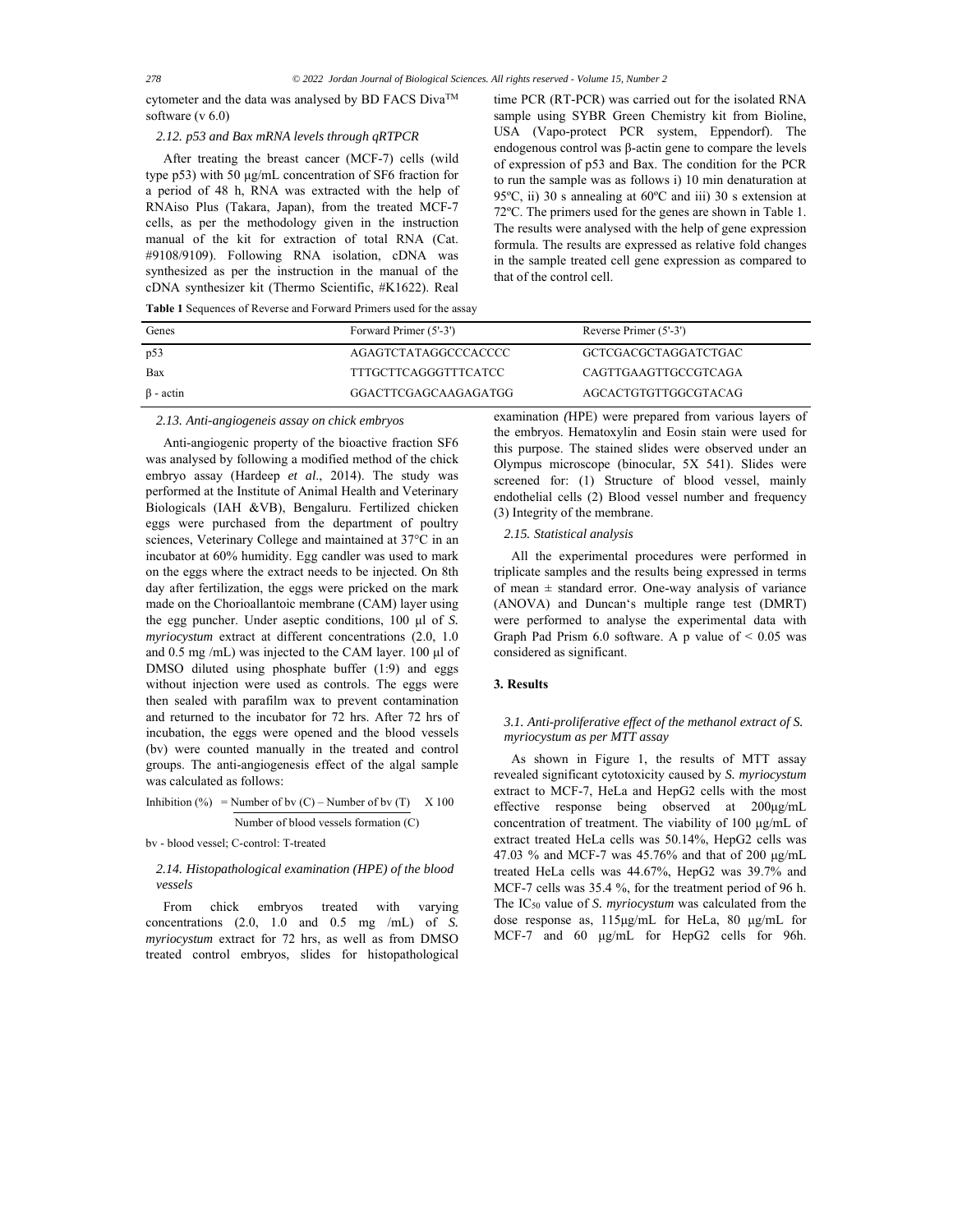cytometer and the data was analysed by BD FACS Diva™ software (v 6.0)

### 2.12. p53 and Bax mRNA levels through qRTPCR

After treating the breast cancer (MCF-7) cells (wild type p53) with 50 µg/mL concentration of SF6 fraction for a period of 48 h, RNA was extracted with the help of RNAiso Plus (Takara, Japan), from the treated MCF-7 cells, as per the methodology given in the instruction manual of the kit for extraction of total RNA (Cat. #9108/9109). Following RNA isolation, cDNA was synthesized as per the instruction in the manual of the cDNA synthesizer kit (Thermo Scientific, #K1622). Real time PCR (RT-PCR) was carried out for the isolated RNA sample using SYBR Green Chemistry kit from Bioline, USA (Vapo-protect PCR system, Eppendorf). The endogenous control was β-actin gene to compare the levels of expression of p53 and Bax. The condition for the PCR to run the sample was as follows i) 10 min denaturation at 95ºC, ii) 30 s annealing at 60ºC and iii) 30 s extension at 72ºC. The primers used for the genes are shown in Table 1. The results were analysed with the help of gene expression formula. The results are expressed as relative fold changes in the sample treated cell gene expression as compared to that of the control cell.

**Table 1** Sequences of Reverse and Forward Primers used for the assay

| Genes | Forward Primer (5'-3') | Reverse Primer (5'-3') |
|---|---|---|
| p53 | AGAGTCTATAGGCCCACCCC | GCTCGACGCTAGGATCTGAC |
| Bax | TTTGCTTCAGGGTTTCATCC | CAGTTGAAGTTGCCGTCAGA |
| β - actin | GGACTTCGAGCAAGAGATGG | AGCACTGTGTTGGCGTACAG |

### 2.13. Anti-angiogeneis assay on chick embryos

Anti-angiogenic property of the bioactive fraction SF6 was analysed by following a modified method of the chick embryo assay (Hardeep *et al*., 2014). The study was performed at the Institute of Animal Health and Veterinary Biologicals (IAH &VB), Bengaluru. Fertilized chicken eggs were purchased from the department of poultry sciences, Veterinary College and maintained at 37°C in an incubator at 60% humidity. Egg candler was used to mark on the eggs where the extract needs to be injected. On 8th day after fertilization, the eggs were pricked on the mark made on the Chorioallantoic membrane (CAM) layer using the egg puncher. Under aseptic conditions, 100 µl of *S. myriocystum* extract at different concentrations (2.0, 1.0 and 0.5 mg /mL) was injected to the CAM layer. 100 µl of DMSO diluted using phosphate buffer (1:9) and eggs without injection were used as controls. The eggs were then sealed with parafilm wax to prevent contamination and returned to the incubator for 72 hrs. After 72 hrs of incubation, the eggs were opened and the blood vessels (bv) were counted manually in the treated and control groups. The anti-angiogenesis effect of the algal sample was calculated as follows:

$$\text{Inhibition (\%)} = \frac{\text{Number of bv (C)} - \text{Number of bv (T)}}{\text{Number of blood vessels formation (C)}} \times 100$$

bv - blood vessel; C-control: T-treated

### 2.14. Histopathological examination (HPE) of the blood vessels

From chick embryos treated with varying concentrations (2.0, 1.0 and 0.5 mg /mL) of *S. myriocystum* extract for 72 hrs, as well as from DMSO treated control embryos, slides for histopathological examination *(*HPE) were prepared from various layers of the embryos. Hematoxylin and Eosin stain were used for this purpose. The stained slides were observed under an Olympus microscope (binocular, 5X 541). Slides were screened for: (1) Structure of blood vessel, mainly endothelial cells (2) Blood vessel number and frequency (3) Integrity of the membrane.

### 2.15. Statistical analysis

All the experimental procedures were performed in triplicate samples and the results being expressed in terms of mean ± standard error. One-way analysis of variance (ANOVA) and Duncan's multiple range test (DMRT) were performed to analyse the experimental data with Graph Pad Prism 6.0 software. A p value of $< 0.05$ was considered as significant.

## 3. Results

### 3.1. Anti-proliferative effect of the methanol extract of S. myriocystum as per MTT assay

As shown in Figure 1, the results of MTT assay revealed significant cytotoxicity caused by *S. myriocystum* extract to MCF-7, HeLa and HepG2 cells with the most effective response being observed at 200µg/mL concentration of treatment. The viability of 100 µg/mL of extract treated HeLa cells was 50.14%, HepG2 cells was 47.03 % and MCF-7 was 45.76% and that of 200 µg/mL treated HeLa cells was 44.67%, HepG2 was 39.7% and MCF-7 cells was 35.4 %, for the treatment period of 96 h. The $IC_{50}$ value of *S. myriocystum* was calculated from the dose response as, 115µg/mL for HeLa, 80 µg/mL for MCF-7 and 60 µg/mL for HepG2 cells for 96h.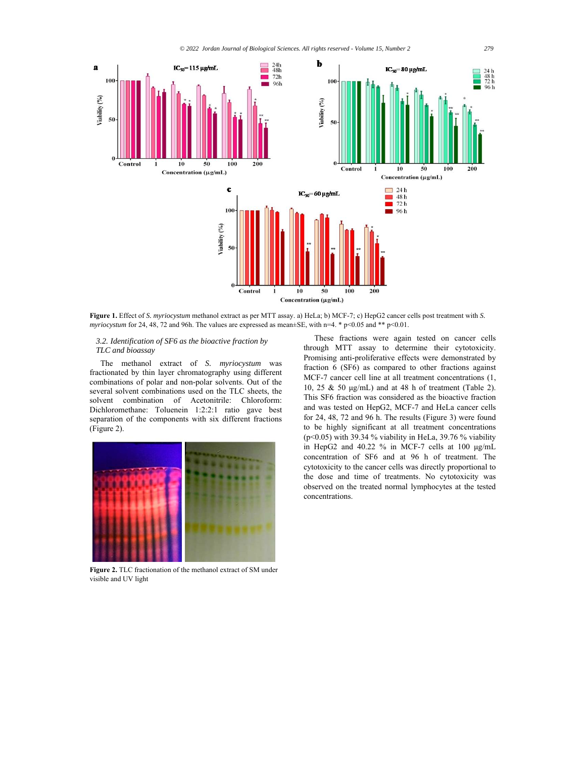Figure 1. Effect of *S. myriocystum* methanol extract as per MTT assay. a) HeLa; b) MCF-7; c) HepG2 cancer cells post treatment with *S. myriocystum* for 24, 48, 72 and 96h. The values are expressed as mean±SE, with n=4. * p<0.05 and ** p<0.01.

### 3.2. Identification of SF6 as the bioactive fraction by TLC and bioassay

The methanol extract of *S. myriocystum* was fractionated by thin layer chromatography using different combinations of polar and non-polar solvents. Out of the several solvent combinations used on the TLC sheets, the solvent combination of Acetonitrile: Chloroform: Dichloromethane: Toluenein 1:2:2:1 ratio gave best separation of the components with six different fractions (Figure 2).

Figure 2. TLC fractionation of the methanol extract of SM under visible and UV light

These fractions were again tested on cancer cells through MTT assay to determine their cytotoxicity. Promising anti-proliferative effects were demonstrated by fraction 6 (SF6) as compared to other fractions against MCF-7 cancer cell line at all treatment concentrations (1, 10, 25 & 50 µg/mL) and at 48 h of treatment (Table 2). This SF6 fraction was considered as the bioactive fraction and was tested on HepG2, MCF-7 and HeLa cancer cells for 24, 48, 72 and 96 h. The results (Figure 3) were found to be highly significant at all treatment concentrations ($p<0.05$) with 39.34 % viability in HeLa, 39.76 % viability in HepG2 and 40.22 % in MCF-7 cells at 100 µg/mL concentration of SF6 and at 96 h of treatment. The cytotoxicity to the cancer cells was directly proportional to the dose and time of treatments. No cytotoxicity was observed on the treated normal lymphocytes at the tested concentrations.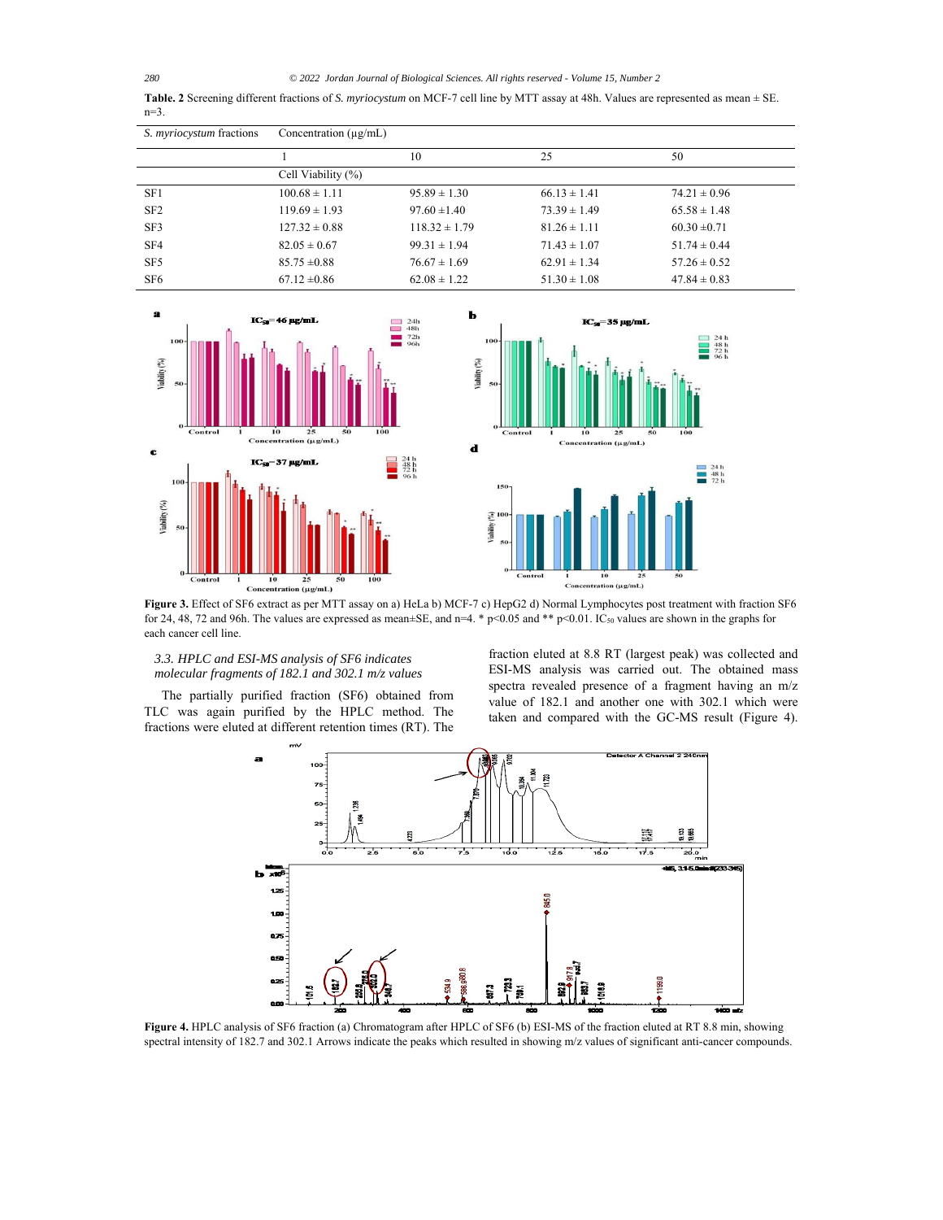**Table. 2** Screening different fractions of *S. myriocystum* on MCF-7 cell line by MTT assay at 48h. Values are represented as mean ± SE. n=3.

| *S. myriocystum* fractions | Concentration (μg/mL) | | | |
|---|---|---|---|---|
| | 1 | 10 | 25 | 50 |
| | Cell Viability (%) | | | |
| SF1 | 100.68 ± 1.11 | 95.89 ± 1.30 | 66.13 ± 1.41 | 74.21 ± 0.96 |
| SF2 | 119.69 ± 1.93 | 97.60 ±1.40 | 73.39 ± 1.49 | 65.58 ± 1.48 |
| SF3 | 127.32 ± 0.88 | 118.32 ± 1.79 | 81.26 ± 1.11 | 60.30 ±0.71 |
| SF4 | 82.05 ± 0.67 | 99.31 ± 1.94 | 71.43 ± 1.07 | 51.74 ± 0.44 |
| SF5 | 85.75 ±0.88 | 76.67 ± 1.69 | 62.91 ± 1.34 | 57.26 ± 0.52 |
| SF6 | 67.12 ±0.86 | 62.08 ± 1.22 | 51.30 ± 1.08 | 47.84 ± 0.83 |

**Figure 3.** Effect of SF6 extract as per MTT assay on a) HeLa b) MCF-7 c) HepG2 d) Normal Lymphocytes post treatment with fraction SF6 for 24, 48, 72 and 96h. The values are expressed as mean±SE, and n=4. * p<0.05 and ** p<0.01. $IC_{50}$ values are shown in the graphs for each cancer cell line.

### *3.3. HPLC and ESI-MS analysis of SF6 indicates molecular fragments of 182.1 and 302.1 m/z values*

The partially purified fraction (SF6) obtained from TLC was again purified by the HPLC method. The fractions were eluted at different retention times (RT). The fraction eluted at 8.8 RT (largest peak) was collected and ESI-MS analysis was carried out. The obtained mass spectra revealed presence of a fragment having an m/z value of 182.1 and another one with 302.1 which were taken and compared with the GC-MS result (Figure 4).

**Figure 4.** HPLC analysis of SF6 fraction (a) Chromatogram after HPLC of SF6 (b) ESI-MS of the fraction eluted at RT 8.8 min, showing spectral intensity of 182.7 and 302.1 Arrows indicate the peaks which resulted in showing m/z values of significant anti-cancer compounds.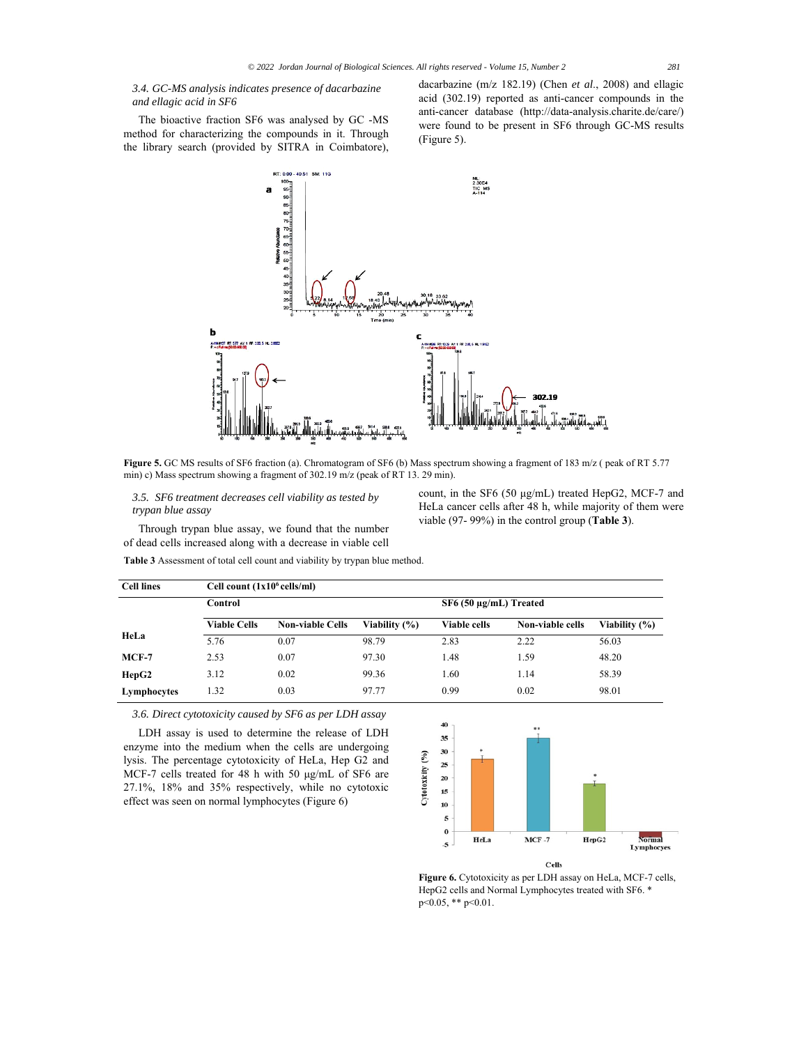### 3.4. GC-MS analysis indicates presence of dacarbazine and ellagic acid in SF6

The bioactive fraction SF6 was analysed by GC -MS method for characterizing the compounds in it. Through the library search (provided by SITRA in Coimbatore), dacarbazine (m/z 182.19) (Chen *et al.*, 2008) and ellagic acid (302.19) reported as anti-cancer compounds in the anti-cancer database (http://data-analysis.charite.de/care/) were found to be present in SF6 through GC-MS results (Figure 5).

**Figure 5.** GC MS results of SF6 fraction (a). Chromatogram of SF6 (b) Mass spectrum showing a fragment of 183 m/z ( peak of RT 5.77 min) c) Mass spectrum showing a fragment of 302.19 m/z (peak of RT 13. 29 min).

### 3.5. SF6 treatment decreases cell viability as tested by trypan blue assay

Through trypan blue assay, we found that the number of dead cells increased along with a decrease in viable cell count, in the SF6 (50 μg/mL) treated HepG2, MCF-7 and HeLa cancer cells after 48 h, while majority of them were viable (97- 99%) in the control group (**Table 3**).

**Table 3** Assessment of total cell count and viability by trypan blue method.

| Cell lines | Cell count ($1x10^6$ cells/ml) | | | | | |
|---|---|---|---|---|---|---|
| | **Control** | | | **SF6 (50 μg/mL) Treated** | | |
| | **Viable Cells** | **Non-viable Cells** | **Viability (%)** | **Viable cells** | **Non-viable cells** | **Viability (%)** |
| **HeLa** | 5.76 | 0.07 | 98.79 | 2.83 | 2.22 | 56.03 |
| **MCF-7** | 2.53 | 0.07 | 97.30 | 1.48 | 1.59 | 48.20 |
| **HepG2** | 3.12 | 0.02 | 99.36 | 1.60 | 1.14 | 58.39 |
| **Lymphocytes** | 1.32 | 0.03 | 97.77 | 0.99 | 0.02 | 98.01 |

### 3.6. Direct cytotoxicity caused by SF6 as per LDH assay

LDH assay is used to determine the release of LDH enzyme into the medium when the cells are undergoing lysis. The percentage cytotoxicity of HeLa, Hep G2 and MCF-7 cells treated for 48 h with 50 μg/mL of SF6 are 27.1%, 18% and 35% respectively, while no cytotoxic effect was seen on normal lymphocytes (Figure 6)

**Figure 6.** Cytotoxicity as per LDH assay on HeLa, MCF-7 cells, HepG2 cells and Normal Lymphocytes treated with SF6. * $p<0.05$, ** $p<0.01$.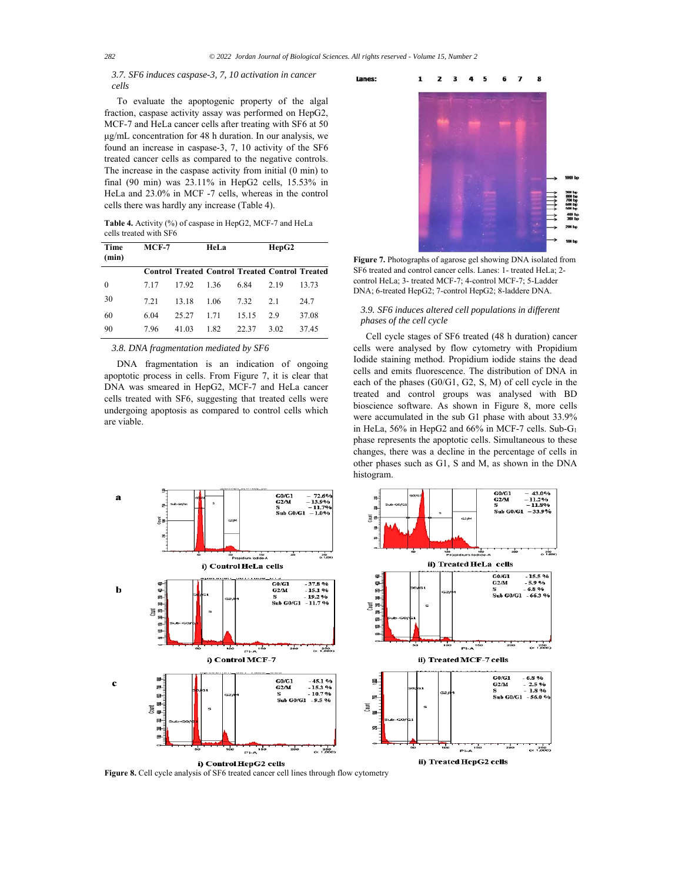### 3.7. SF6 induces caspase-3, 7, 10 activation in cancer cells

To evaluate the apoptogenic property of the algal fraction, caspase activity assay was performed on HepG2, MCF-7 and HeLa cancer cells after treating with SF6 at 50 μg/mL concentration for 48 h duration. In our analysis, we found an increase in caspase-3, 7, 10 activity of the SF6 treated cancer cells as compared to the negative controls. The increase in the caspase activity from initial (0 min) to final (90 min) was 23.11% in HepG2 cells, 15.53% in HeLa and 23.0% in MCF -7 cells, whereas in the control cells there was hardly any increase (Table 4).

**Table 4.** Activity (%) of caspase in HepG2, MCF-7 and HeLa cells treated with SF6

| Time (min) | MCF-7 | | HeLa | | HepG2 | |
|---|---|---|---|---|---|---|
| | Control | Treated | Control | Treated | Control | Treated |
| 0 | 7.17 | 17.92 | 1.36 | 6.84 | 2.19 | 13.73 |
| 30 | 7.21 | 13.18 | 1.06 | 7.32 | 2.1 | 24.7 |
| 60 | 6.04 | 25.27 | 1.71 | 15.15 | 2.9 | 37.08 |
| 90 | 7.96 | 41.03 | 1.82 | 22.37 | 3.02 | 37.45 |

### 3.8. DNA fragmentation mediated by SF6

DNA fragmentation is an indication of ongoing apoptotic process in cells. From Figure 7, it is clear that DNA was smeared in HepG2, MCF-7 and HeLa cancer cells treated with SF6, suggesting that treated cells were undergoing apoptosis as compared to control cells which are viable.

**Figure 7.** Photographs of agarose gel showing DNA isolated from SF6 treated and control cancer cells. Lanes: 1- treated HeLa; 2- control HeLa; 3- treated MCF-7; 4-control MCF-7; 5-Ladder DNA; 6-treated HepG2; 7-control HepG2; 8-laddere DNA.

### 3.9. SF6 induces altered cell populations in different phases of the cell cycle

Cell cycle stages of SF6 treated (48 h duration) cancer cells were analysed by flow cytometry with Propidium Iodide staining method. Propidium iodide stains the dead cells and emits fluorescence. The distribution of DNA in each of the phases (G0/G1, G2, S, M) of cell cycle in the treated and control groups was analysed with BD bioscience software. As shown in Figure 8, more cells were accumulated in the sub G1 phase with about 33.9% in HeLa, 56% in HepG2 and 66% in MCF-7 cells. Sub-$G_1$ phase represents the apoptotic cells. Simultaneous to these changes, there was a decline in the percentage of cells in other phases such as G1, S and M, as shown in the DNA histogram.

**Figure 8.** Cell cycle analysis of SF6 treated cancer cell lines through flow cytometry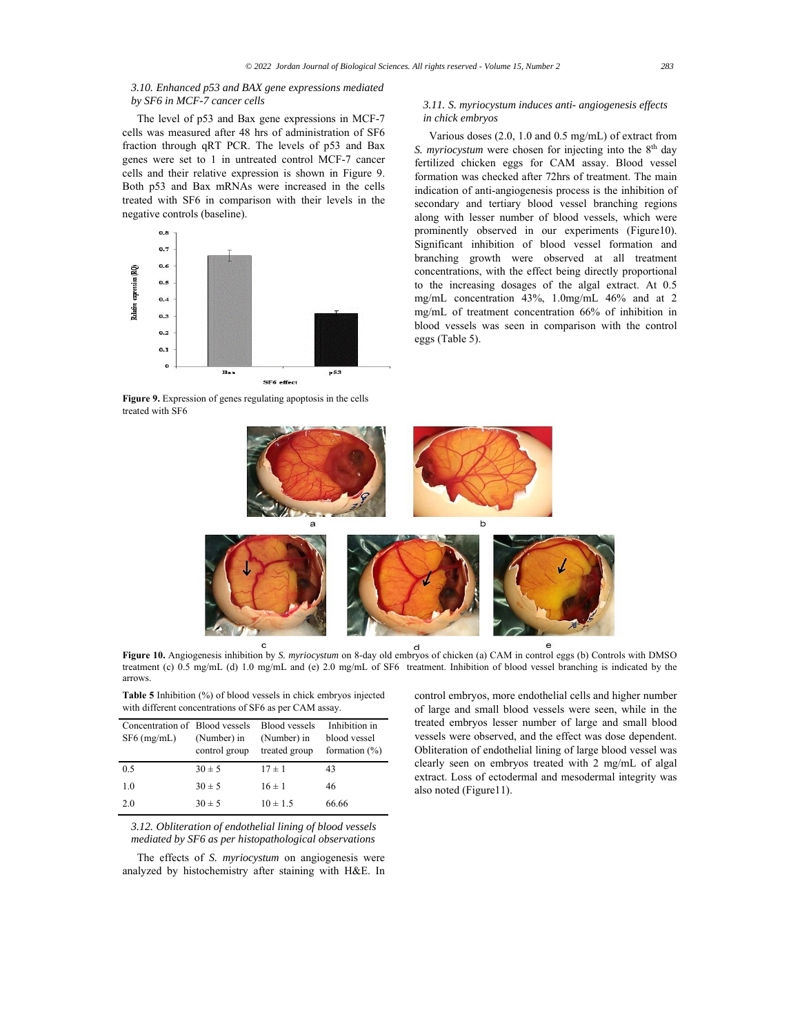### 3.10. Enhanced p53 and BAX gene expressions mediated by SF6 in MCF-7 cancer cells

The level of p53 and Bax gene expressions in MCF-7 cells was measured after 48 hrs of administration of SF6 fraction through qRT PCR. The levels of p53 and Bax genes were set to 1 in untreated control MCF-7 cancer cells and their relative expression is shown in Figure 9. Both p53 and Bax mRNAs were increased in the cells treated with SF6 in comparison with their levels in the negative controls (baseline).

**Figure 9.** Expression of genes regulating apoptosis in the cells treated with SF6

### 3.11. S. myriocystum induces anti- angiogenesis effects in chick embryos

Various doses (2.0, 1.0 and 0.5 mg/mL) of extract from *S. myriocystum* were chosen for injecting into the 8$^{th}$ day fertilized chicken eggs for CAM assay. Blood vessel formation was checked after 72hrs of treatment. The main indication of anti-angiogenesis process is the inhibition of secondary and tertiary blood vessel branching regions along with lesser number of blood vessels, which were prominently observed in our experiments (Figure10). Significant inhibition of blood vessel formation and branching growth were observed at all treatment concentrations, with the effect being directly proportional to the increasing dosages of the algal extract. At 0.5 mg/mL concentration 43%, 1.0mg/mL 46% and at 2 mg/mL of treatment concentration 66% of inhibition in blood vessels was seen in comparison with the control eggs (Table 5).

**Figure 10.** Angiogenesis inhibition by *S. myriocystum* on 8-day old embryos of chicken (a) CAM in control eggs (b) Controls with DMSO treatment (c) 0.5 mg/mL (d) 1.0 mg/mL and (e) 2.0 mg/mL of SF6 treatment. Inhibition of blood vessel branching is indicated by the arrows.

**Table 5** Inhibition (%) of blood vessels in chick embryos injected with different concentrations of SF6 as per CAM assay.

| Concentration of SF6 (mg/mL) | Blood vessels (Number) in control group | Blood vessels (Number) in treated group | Inhibition in blood vessel formation (%) |
|---|---|---|---|
| 0.5 | 30 ± 5 | 17 ± 1 | 43 |
| 1.0 | 30 ± 5 | 16 ± 1 | 46 |
| 2.0 | 30 ± 5 | 10 ± 1.5 | 66.66 |

### 3.12. Obliteration of endothelial lining of blood vessels mediated by SF6 as per histopathological observations

The effects of *S. myriocystum* on angiogenesis were analyzed by histochemistry after staining with H&E. In control embryos, more endothelial cells and higher number of large and small blood vessels were seen, while in the treated embryos lesser number of large and small blood vessels were observed, and the effect was dose dependent. Obliteration of endothelial lining of large blood vessel was clearly seen on embryos treated with 2 mg/mL of algal extract. Loss of ectodermal and mesodermal integrity was also noted (Figure11).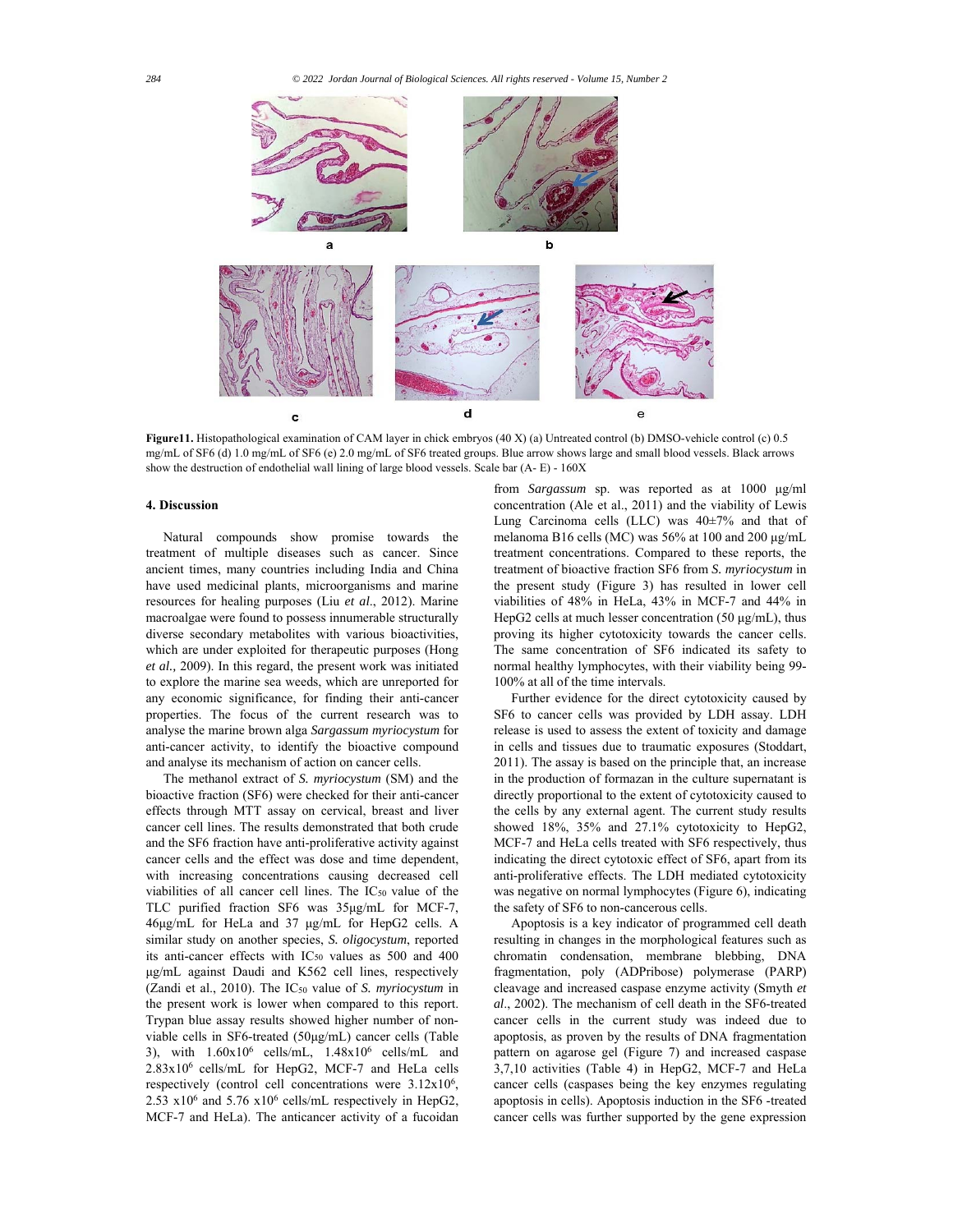Figure11. Histopathological examination of CAM layer in chick embryos (40 X) (a) Untreated control (b) DMSO-vehicle control (c) 0.5 mg/mL of SF6 (d) 1.0 mg/mL of SF6 (e) 2.0 mg/mL of SF6 treated groups. Blue arrow shows large and small blood vessels. Black arrows show the destruction of endothelial wall lining of large blood vessels. Scale bar (A- E) - 160X

## 4. Discussion

Natural compounds show promise towards the treatment of multiple diseases such as cancer. Since ancient times, many countries including India and China have used medicinal plants, microorganisms and marine resources for healing purposes (Liu *et al*., 2012). Marine macroalgae were found to possess innumerable structurally diverse secondary metabolites with various bioactivities, which are under exploited for therapeutic purposes (Hong *et al.,* 2009). In this regard, the present work was initiated to explore the marine sea weeds, which are unreported for any economic significance, for finding their anti-cancer properties. The focus of the current research was to analyse the marine brown alga *Sargassum myriocystum* for anti-cancer activity, to identify the bioactive compound and analyse its mechanism of action on cancer cells.

The methanol extract of *S. myriocystum* (SM) and the bioactive fraction (SF6) were checked for their anti-cancer effects through MTT assay on cervical, breast and liver cancer cell lines. The results demonstrated that both crude and the SF6 fraction have anti-proliferative activity against cancer cells and the effect was dose and time dependent, with increasing concentrations causing decreased cell viabilities of all cancer cell lines. The $IC_{50}$ value of the TLC purified fraction SF6 was 35μg/mL for MCF-7, 46μg/mL for HeLa and 37 μg/mL for HepG2 cells. A similar study on another species, *S. oligocystum*, reported its anti-cancer effects with $IC_{50}$ values as 500 and 400 μg/mL against Daudi and K562 cell lines, respectively (Zandi et al., 2010). The $IC_{50}$ value of *S. myriocystum* in the present work is lower when compared to this report. Trypan blue assay results showed higher number of non-viable cells in SF6-treated (50μg/mL) cancer cells (Table 3), with $1.60x10^6$ cells/mL, $1.48x10^6$ cells/mL and $2.83x10^6$ cells/mL for HepG2, MCF-7 and HeLa cells respectively (control cell concentrations were $3.12x10^6$, 2.53 $x10^6$ and 5.76 $x10^6$ cells/mL respectively in HepG2, MCF-7 and HeLa). The anticancer activity of a fucoidan from *Sargassum* sp. was reported as at 1000 μg/ml concentration (Ale et al., 2011) and the viability of Lewis Lung Carcinoma cells (LLC) was 40±7% and that of melanoma B16 cells (MC) was 56% at 100 and 200 μg/mL treatment concentrations. Compared to these reports, the treatment of bioactive fraction SF6 from *S. myriocystum* in the present study (Figure 3) has resulted in lower cell viabilities of 48% in HeLa, 43% in MCF-7 and 44% in HepG2 cells at much lesser concentration (50 μg/mL), thus proving its higher cytotoxicity towards the cancer cells. The same concentration of SF6 indicated its safety to normal healthy lymphocytes, with their viability being 99-100% at all of the time intervals.

Further evidence for the direct cytotoxicity caused by SF6 to cancer cells was provided by LDH assay. LDH release is used to assess the extent of toxicity and damage in cells and tissues due to traumatic exposures (Stoddart, 2011). The assay is based on the principle that, an increase in the production of formazan in the culture supernatant is directly proportional to the extent of cytotoxicity caused to the cells by any external agent. The current study results showed 18%, 35% and 27.1% cytotoxicity to HepG2, MCF-7 and HeLa cells treated with SF6 respectively, thus indicating the direct cytotoxic effect of SF6, apart from its anti-proliferative effects. The LDH mediated cytotoxicity was negative on normal lymphocytes (Figure 6), indicating the safety of SF6 to non-cancerous cells.

Apoptosis is a key indicator of programmed cell death resulting in changes in the morphological features such as chromatin condensation, membrane blebbing, DNA fragmentation, poly (ADPribose) polymerase (PARP) cleavage and increased caspase enzyme activity (Smyth *et al*., 2002). The mechanism of cell death in the SF6-treated cancer cells in the current study was indeed due to apoptosis, as proven by the results of DNA fragmentation pattern on agarose gel (Figure 7) and increased caspase 3,7,10 activities (Table 4) in HepG2, MCF-7 and HeLa cancer cells (caspases being the key enzymes regulating apoptosis in cells). Apoptosis induction in the SF6 -treated cancer cells was further supported by the gene expression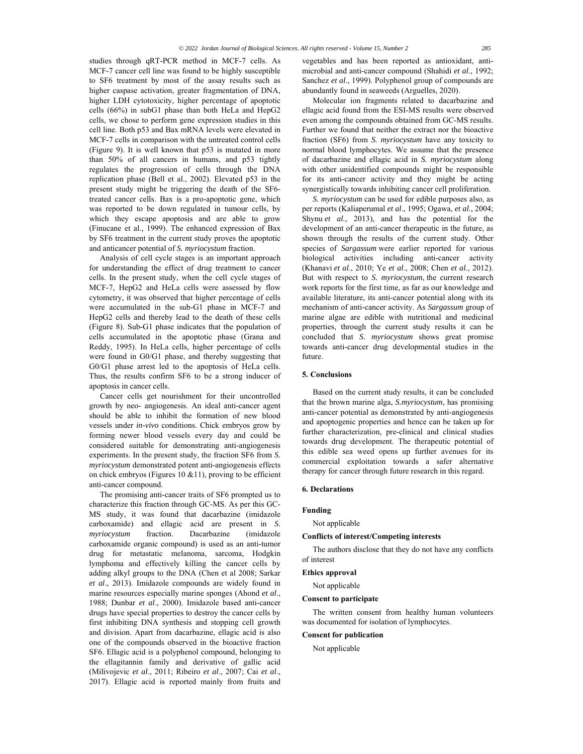studies through qRT-PCR method in MCF-7 cells. As MCF-7 cancer cell line was found to be highly susceptible to SF6 treatment by most of the assay results such as higher caspase activation, greater fragmentation of DNA, higher LDH cytotoxicity, higher percentage of apoptotic cells (66%) in subG1 phase than both HeLa and HepG2 cells, we chose to perform gene expression studies in this cell line. Both p53 and Bax mRNA levels were elevated in MCF-7 cells in comparison with the untreated control cells (Figure 9). It is well known that p53 is mutated in more than 50% of all cancers in humans, and p53 tightly regulates the progression of cells through the DNA replication phase (Bell et al., 2002). Elevated p53 in the present study might be triggering the death of the SF6-treated cancer cells. Bax is a pro-apoptotic gene, which was reported to be down regulated in tumour cells, by which they escape apoptosis and are able to grow (Finucane et al., 1999). The enhanced expression of Bax by SF6 treatment in the current study proves the apoptotic and anticancer potential of *S. myriocystum* fraction.

Analysis of cell cycle stages is an important approach for understanding the effect of drug treatment to cancer cells. In the present study, when the cell cycle stages of MCF-7, HepG2 and HeLa cells were assessed by flow cytometry, it was observed that higher percentage of cells were accumulated in the sub-G1 phase in MCF-7 and HepG2 cells and thereby lead to the death of these cells (Figure 8). Sub-G1 phase indicates that the population of cells accumulated in the apoptotic phase (Grana and Reddy, 1995). In HeLa cells, higher percentage of cells were found in G0/G1 phase, and thereby suggesting that G0/G1 phase arrest led to the apoptosis of HeLa cells. Thus, the results confirm SF6 to be a strong inducer of apoptosis in cancer cells.

Cancer cells get nourishment for their uncontrolled growth by neo- angiogenesis. An ideal anti-cancer agent should be able to inhibit the formation of new blood vessels under *in-vivo* conditions. Chick embryos grow by forming newer blood vessels every day and could be considered suitable for demonstrating anti-angiogenesis experiments. In the present study, the fraction SF6 from *S. myriocystum* demonstrated potent anti-angiogenesis effects on chick embryos (Figures 10 &11), proving to be efficient anti-cancer compound.

The promising anti-cancer traits of SF6 prompted us to characterize this fraction through GC-MS. As per this GC-MS study, it was found that dacarbazine (imidazole carboxamide) and ellagic acid are present in *S. myriocystum* fraction. Dacarbazine (imidazole carboxamide organic compound) is used as an anti-tumor drug for metastatic melanoma, sarcoma, Hodgkin lymphoma and effectively killing the cancer cells by adding alkyl groups to the DNA (Chen et al 2008; Sarkar *et al*., 2013). Imidazole compounds are widely found in marine resources especially marine sponges (Ahond *et al*., 1988; Dunbar *et al*., 2000). Imidazole based anti-cancer drugs have special properties to destroy the cancer cells by first inhibiting DNA synthesis and stopping cell growth and division. Apart from dacarbazine, ellagic acid is also one of the compounds observed in the bioactive fraction SF6. Ellagic acid is a polyphenol compound, belonging to the ellagitannin family and derivative of gallic acid (Milivojevic *et al*., 2011; Ribeiro *et al*., 2007; Cai *et al*., 2017). Ellagic acid is reported mainly from fruits and vegetables and has been reported as antioxidant, anti-microbial and anti-cancer compound (Shahidi *et al*., 1992; Sanchez *et al*., 1999). Polyphenol group of compounds are abundantly found in seaweeds (Arguelles, 2020).

Molecular ion fragments related to dacarbazine and ellagic acid found from the ESI-MS results were observed even among the compounds obtained from GC-MS results. Further we found that neither the extract nor the bioactive fraction (SF6) from *S. myriocystum* have any toxicity to normal blood lymphocytes. We assume that the presence of dacarbazine and ellagic acid in *S. myriocystum* along with other unidentified compounds might be responsible for its anti-cancer activity and they might be acting synergistically towards inhibiting cancer cell proliferation.

*S. myriocystum* can be used for edible purposes also, as per reports (Kaliaperumal *et al*., 1995; Ogawa, *et al*., 2004; Shynu *et al.,* 2013), and has the potential for the development of an anti-cancer therapeutic in the future, as shown through the results of the current study. Other species of *Sargassum* were earlier reported for various biological activities including anti-cancer activity (Khanavi *et al*., 2010; Ye *et al*., 2008; Chen *et al*., 2012). But with respect to *S. myriocystum*, the current research work reports for the first time, as far as our knowledge and available literature, its anti-cancer potential along with its mechanism of anti-cancer activity. As *Sargassum* group of marine algae are edible with nutritional and medicinal properties, through the current study results it can be concluded that *S. myriocystum* shows great promise towards anti-cancer drug developmental studies in the future.

## 5. Conclusions

Based on the current study results, it can be concluded that the brown marine alga, *S.myriocystum,* has promising anti-cancer potential as demonstrated by anti-angiogenesis and apoptogenic properties and hence can be taken up for further characterization, pre-clinical and clinical studies towards drug development. The therapeutic potential of this edible sea weed opens up further avenues for its commercial exploitation towards a safer alternative therapy for cancer through future research in this regard.

## 6. Declarations

### Funding

Not applicable

### Conflicts of interest/Competing interests

The authors disclose that they do not have any conflicts of interest

### Ethics approval

Not applicable

### Consent to participate

The written consent from healthy human volunteers was documented for isolation of lymphocytes.

### Consent for publication

Not applicable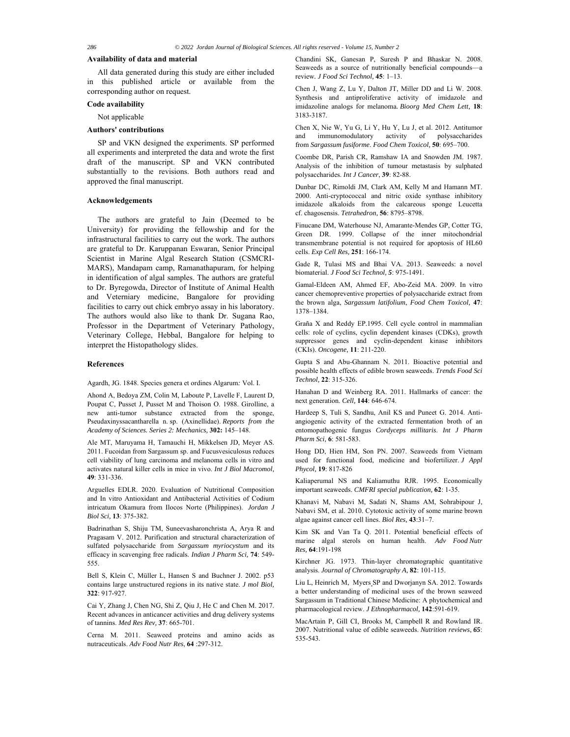## Availability of data and material

All data generated during this study are either included in this published article or available from the corresponding author on request.

## Code availability

Not applicable

## Authors' contributions

SP and VKN designed the experiments. SP performed all experiments and interpreted the data and wrote the first draft of the manuscript. SP and VKN contributed substantially to the revisions. Both authors read and approved the final manuscript.

## Acknowledgements

The authors are grateful to Jain (Deemed to be University) for providing the fellowship and for the infrastructural facilities to carry out the work. The authors are grateful to Dr. Karuppanan Eswaran, Senior Principal Scientist in Marine Algal Research Station (CSMCRI-MARS), Mandapam camp, Ramanathapuram, for helping in identification of algal samples. The authors are grateful to Dr. Byregowda, Director of Institute of Animal Health and Veterniary medicine, Bangalore for providing facilities to carry out chick embryo assay in his laboratory. The authors would also like to thank Dr. Sugana Rao, Professor in the Department of Veterinary Pathology, Veterinary College, Hebbal, Bangalore for helping to interpret the Histopathology slides.

## References

Agardh, JG. 1848. Species genera et ordines Algarum*:* Vol. I.

Ahond A, Bedoya ZM, Colin M, Laboute P, Lavelle F, Laurent D, Poupat C, Pusset J, Pusset M and Thoison O. 1988. Girolline, a new anti-tumor substance extracted from the sponge, Pseudaxinyssacantharella n. sp. (Axinellidae). *Reports from the Academy of Sciences. Series 2: Mechanics,* **302:** 145–148.

Ale MT, Maruyama H, Tamauchi H, Mikkelsen JD, Meyer AS. 2011. Fucoidan from Sargassum sp. and Fucusvesiculosus reduces cell viability of lung carcinoma and melanoma cells in vitro and activates natural killer cells in mice in vivo. *Int J Biol Macromol,* **49**: 331-336.

Arguelles EDLR. 2020. Evaluation of Nutritional Composition and In vitro Antioxidant and Antibacterial Activities of Codium intricatum Okamura from Ilocos Norte (Philippines). *Jordan J Biol Sci,* **13**: 375-382.

Badrinathan S, Shiju TM, Suneevasharonchrista A, Arya R and Pragasam V. 2012. Purification and structural characterization of sulfated polysaccharide from *Sargassum myriocystum* and its efficacy in scavenging free radicals. *Indian J Pharm Sci,* **74**: 549-555.

Bell S, Klein C, Müller L, Hansen S and Buchner J. 2002. p53 contains large unstructured regions in its native state. *J mol Biol*, **322**: 917-927.

Cai Y, Zhang J, Chen NG, Shi Z, Qiu J, He C and Chen M. 2017. Recent advances in anticancer activities and drug delivery systems of tannins. *Med Res Rev,* **37**: 665-701.

Cerna M. 2011. Seaweed proteins and amino acids as nutraceuticals. *Adv Food Nutr Res*, **64** :297-312.

Chandini SK, Ganesan P, Suresh P and Bhaskar N. 2008. Seaweeds as a source of nutritionally beneficial compounds—a review. *J Food Sci Technol*, **45**: 1–13.

Chen J, Wang Z, Lu Y, Dalton JT, Miller DD and Li W. 2008. Synthesis and antiproliferative activity of imidazole and imidazoline analogs for melanoma**.** *Bioorg Med Chem Lett,* **18**: 3183-3187.

Chen X, Nie W, Yu G, Li Y, Hu Y, Lu J, et al. 2012. Antitumor and immunomodulatory activity of polysaccharides from *Sargassum fusiforme*. *Food Chem Toxicol,* **50**: 695–700.

Coombe DR, Parish CR, Ramshaw IA and Snowden JM. 1987. Analysis of the inhibition of tumour metastasis by sulphated polysaccharides. *Int J Cancer*, **39**: 82-88.

Dunbar DC, Rimoldi JM, Clark AM, Kelly M and Hamann MT. 2000. Anti-cryptococcal and nitric oxide synthase inhibitory imidazole alkaloids from the calcareous sponge Leucetta cf. chagosensis. *Tetrahedron,* **56**: 8795–8798.

Finucane DM, Waterhouse NJ, Amarante-Mendes GP, Cotter TG, Green DR. 1999. Collapse of the inner mitochondrial transmembrane potential is not required for apoptosis of HL60 cells. *Exp Cell Res,* **251**: 166-174.

Gade R, Tulasi MS and Bhai VA. 2013. Seaweeds: a novel biomaterial. *J Food Sci Technol, 5*: 975-1491.

Gamal-Eldeen AM, Ahmed EF, Abo-Zeid MA. 2009. In vitro cancer chemopreventive properties of polysaccharide extract from the brown alga, *Sargassum latifolium*, *Food Chem Toxicol,* **47**: 1378–1384.

Graña X and Reddy EP.1995. Cell cycle control in mammalian cells: role of cyclins, cyclin dependent kinases (CDKs), growth suppressor genes and cyclin-dependent kinase inhibitors (CKIs). *Oncogene,* **11**: 211-220.

Gupta S and Abu-Ghannam N. 2011. Bioactive potential and possible health effects of edible brown seaweeds. *Trends Food Sci Technol,* **22**: 315-326.

Hanahan D and Weinberg RA. 2011. Hallmarks of cancer: the next generation. *Cell,* **144**: 646-674.

Hardeep S, Tuli S, Sandhu, Anil KS and Puneet G. 2014. Anti-angiogenic activity of the extracted fermentation broth of an entomopathogenic fungus *Cordyceps millitaris*. *Int J Pharm Pharm Sci,* **6**: 581-583.

Hong DD, Hien HM, Son PN. 2007. Seaweeds from Vietnam used for functional food, medicine and biofertilizer. *J Appl Phycol,* **19**: 817-826

Kaliaperumal NS and Kaliamuthu RJR. 1995. Economically important seaweeds. *CMFRI special publication,* **62**: 1-35.

Khanavi M, Nabavi M, Sadati N, Shams AM, Sohrabipour J, Nabavi SM, et al. 2010. Cytotoxic activity of some marine brown algae against cancer cell lines. *Biol Res,* **43**:31–7.

Kim SK and Van Ta Q. 2011. Potential beneficial effects of marine algal sterols on human health. *Adv Food Nutr Res,* **64**:191-198

Kirchner JG. 1973. Thin-layer chromatographic quantitative analysis. *Journal of Chromatography A,* **82**: 101-115.

Liu L, Heinrich M, Myers SP and Dworjanyn SA. 2012. Towards a better understanding of medicinal uses of the brown seaweed Sargassum in Traditional Chinese Medicine: A phytochemical and pharmacological review. *J Ethnopharmacol,* **142**:591-619.

MacArtain P, Gill CI, Brooks M, Campbell R and Rowland IR. 2007. Nutritional value of edible seaweeds. *Nutrition reviews, 65*: 535-543.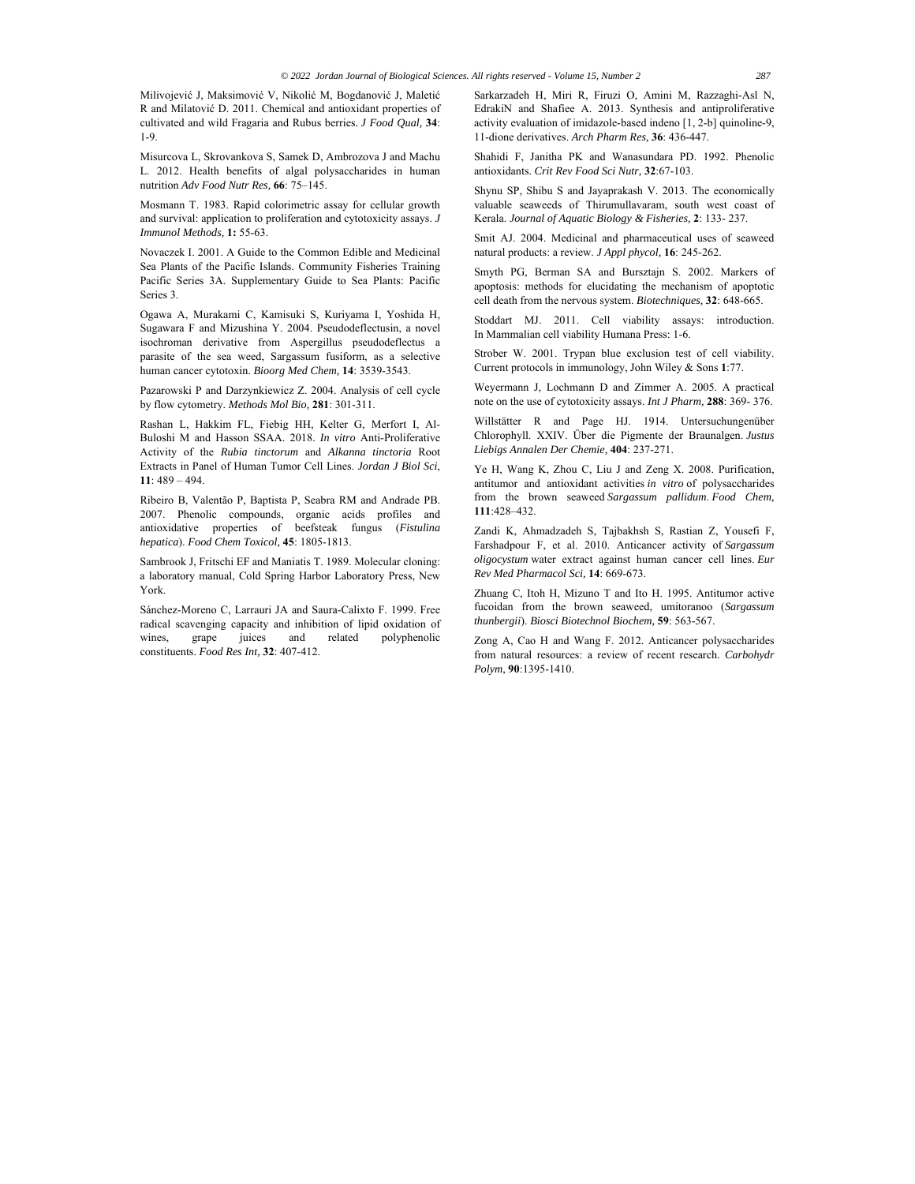Milivojević J, Maksimović V, Nikolić M, Bogdanović J, Maletić R and Milatović D. 2011. Chemical and antioxidant properties of cultivated and wild Fragaria and Rubus berries. *J Food Qual,* **34**: 1-9.

Misurcova L, Skrovankova S, Samek D, Ambrozova J and Machu L. 2012. Health benefits of algal polysaccharides in human nutrition *Adv Food Nutr Res,* **66**: 75–145.

Mosmann T. 1983. Rapid colorimetric assay for cellular growth and survival: application to proliferation and cytotoxicity assays. *J Immunol Methods,* **1:** 55-63.

Novaczek I. 2001. A Guide to the Common Edible and Medicinal Sea Plants of the Pacific Islands. Community Fisheries Training Pacific Series 3A. Supplementary Guide to Sea Plants: Pacific Series 3.

Ogawa A, Murakami C, Kamisuki S, Kuriyama I, Yoshida H, Sugawara F and Mizushina Y. 2004. Pseudodeflectusin, a novel isochroman derivative from Aspergillus pseudodeflectus a parasite of the sea weed, Sargassum fusiform, as a selective human cancer cytotoxin. *Bioorg Med Chem,* **14**: 3539-3543.

Pazarowski P and Darzynkiewicz Z. 2004. Analysis of cell cycle by flow cytometry. *Methods Mol Bio,* **281**: 301-311.

Rashan L, Hakkim FL, Fiebig HH, Kelter G, Merfort I, Al-Buloshi M and Hasson SSAA. 2018. *In vitro* Anti-Proliferative Activity of the *Rubia tinctorum* and *Alkanna tinctoria* Root Extracts in Panel of Human Tumor Cell Lines. *Jordan J Biol Sci*, **11**: 489 – 494.

Ribeiro B, Valentão P, Baptista P, Seabra RM and Andrade PB. 2007. Phenolic compounds, organic acids profiles and antioxidative properties of beefsteak fungus (*Fistulina hepatica*). *Food Chem Toxicol,* **45**: 1805-1813.

Sambrook J, Fritschi EF and Maniatis T. 1989. Molecular cloning: a laboratory manual, Cold Spring Harbor Laboratory Press, New York.

Sánchez-Moreno C, Larrauri JA and Saura-Calixto F. 1999. Free radical scavenging capacity and inhibition of lipid oxidation of wines, grape juices and related polyphenolic constituents. *Food Res Int,* **32**: 407-412.

Sarkarzadeh H, Miri R, Firuzi O, Amini M, Razzaghi-Asl N, EdrakiN and Shafiee A. 2013. Synthesis and antiproliferative activity evaluation of imidazole-based indeno [1, 2-b] quinoline-9, 11-dione derivatives. *Arch Pharm Res,* **36**: 436-447.

Shahidi F, Janitha PK and Wanasundara PD. 1992. Phenolic antioxidants. *Crit Rev Food Sci Nutr,* **32**:67-103.

Shynu SP, Shibu S and Jayaprakash V. 2013. The economically valuable seaweeds of Thirumullavaram, south west coast of Kerala. *Journal of Aquatic Biology & Fisheries,* **2**: 133- 237.

Smit AJ. 2004. Medicinal and pharmaceutical uses of seaweed natural products: a review. *J Appl phycol,* **16**: 245-262.

Smyth PG, Berman SA and Bursztajn S. 2002. Markers of apoptosis: methods for elucidating the mechanism of apoptotic cell death from the nervous system. *Biotechniques,* **32**: 648-665.

Stoddart MJ. 2011. Cell viability assays: introduction. In Mammalian cell viability Humana Press: 1-6.

Strober W. 2001. Trypan blue exclusion test of cell viability. Current protocols in immunology, John Wiley & Sons **1**:77.

Weyermann J, Lochmann D and Zimmer A. 2005. A practical note on the use of cytotoxicity assays. *Int J Pharm,* **288**: 369- 376.

Willstätter R and Page HJ. 1914. Untersuchungenüber Chlorophyll. XXIV. Über die Pigmente der Braunalgen. *Justus Liebigs Annalen Der Chemie,* **404**: 237-271.

Ye H, Wang K, Zhou C, Liu J and Zeng X. 2008. Purification, antitumor and antioxidant activities *in vitro* of polysaccharides from the brown seaweed *Sargassum pallidum*. *Food Chem,* **111**:428–432.

Zandi K, Ahmadzadeh S, Tajbakhsh S, Rastian Z, Yousefi F, Farshadpour F, et al. 2010. Anticancer activity of *Sargassum oligocystum* water extract against human cancer cell lines. *Eur Rev Med Pharmacol Sci,* **14**: 669-673.

Zhuang C, Itoh H, Mizuno T and Ito H. 1995. Antitumor active fucoidan from the brown seaweed, umitoranoo (*Sargassum thunbergii*). *Biosci Biotechnol Biochem,* **59**: 563-567.

Zong A, Cao H and Wang F. 2012. Anticancer polysaccharides from natural resources: a review of recent research. *Carbohydr Polym*, **90**:1395-1410.